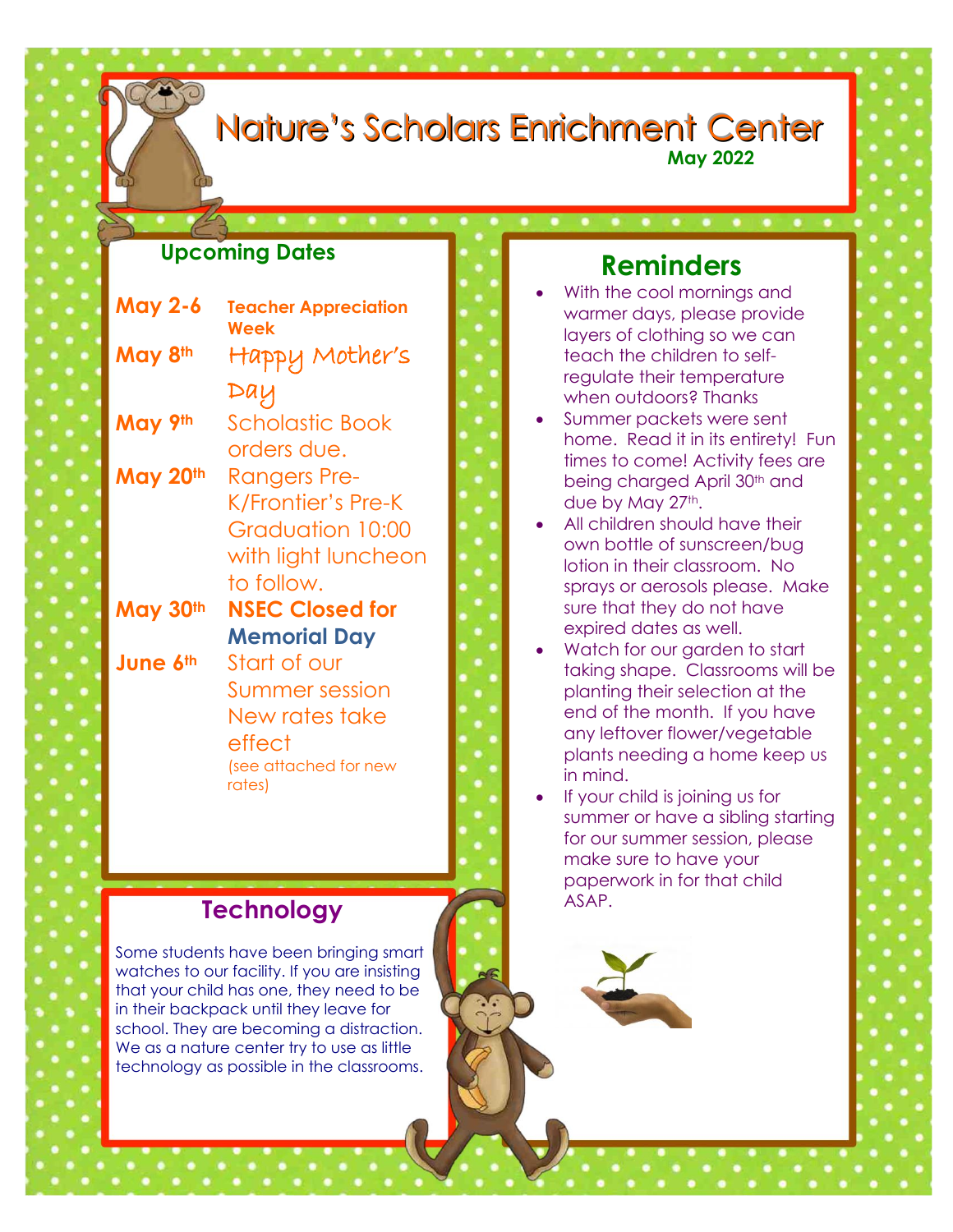# Nature's Scholars Enrichment Center

**May 2022**

## Upcoming Dates

**May 2-6** **Teacher Appreciation Week**

**May 8th** Happy Mother's Day

**May 9th** Scholastic Book orders due.

**May 20th** Rangers Pre-K/Frontier's Pre-K Graduation 10:00 with light luncheon to follow.

**May 30th** **NSEC Closed for Memorial Day**

**June 6th** Start of our Summer session New rates take effect (see attached for new rates)

## Technology

Some students have been bringing smart watches to our facility. If you are insisting that your child has one, they need to be in their backpack until they leave for school. They are becoming a distraction. We as a nature center try to use as little technology as possible in the classrooms.

## Reminders

- With the cool mornings and warmer days, please provide layers of clothing so we can teach the children to self-regulate their temperature when outdoors? Thanks
- Summer packets were sent home. Read it in its entirety! Fun times to come! Activity fees are being charged April 30th and due by May 27th.
- All children should have their own bottle of sunscreen/bug lotion in their classroom. No sprays or aerosols please. Make sure that they do not have expired dates as well.
- Watch for our garden to start taking shape. Classrooms will be planting their selection at the end of the month. If you have any leftover flower/vegetable plants needing a home keep us in mind.
- If your child is joining us for summer or have a sibling starting for our summer session, please make sure to have your paperwork in for that child ASAP.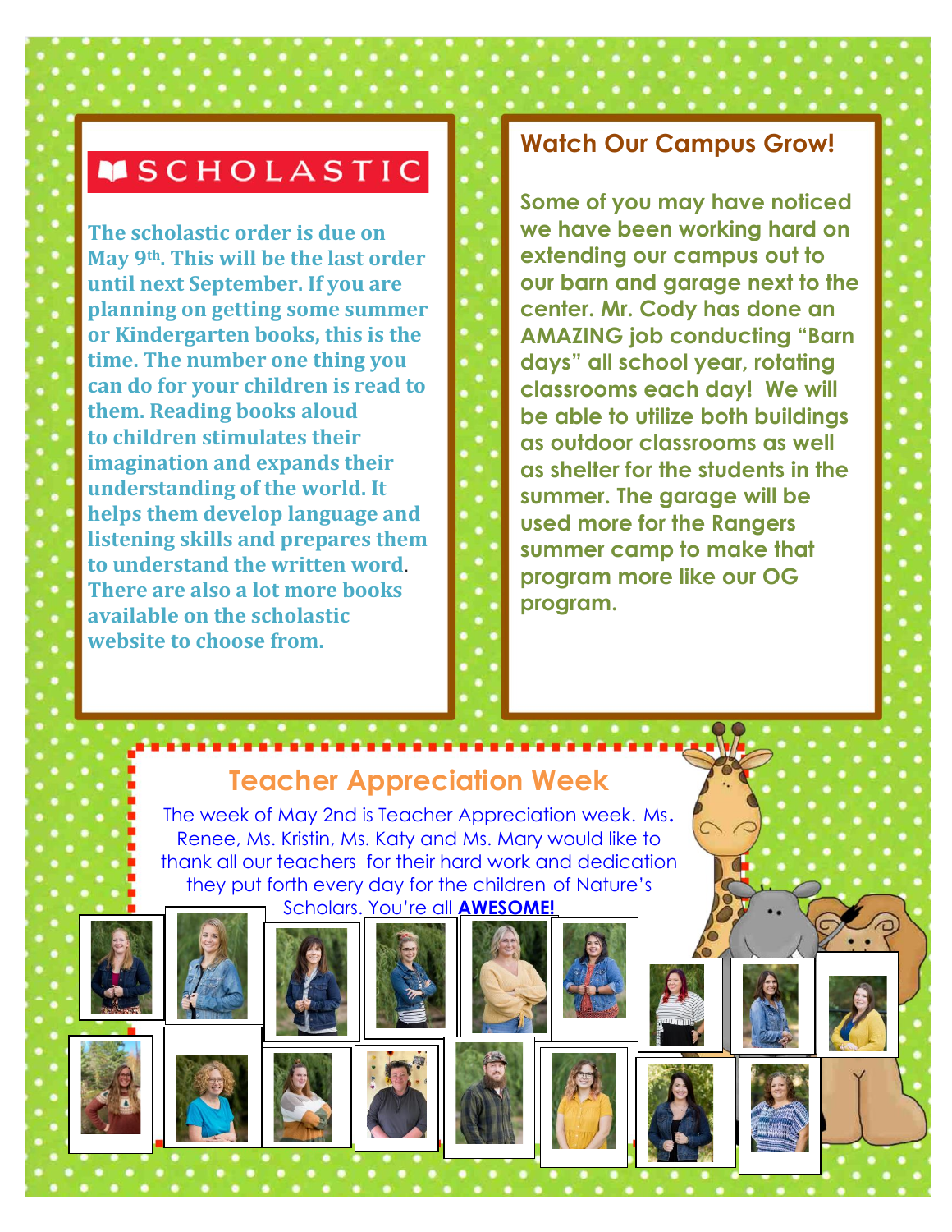## SCHOLASTIC

**The scholastic order is due on May 9th. This will be the last order until next September. If you are planning on getting some summer or Kindergarten books, this is the time. The number one thing you can do for your children is read to them. Reading books aloud to children stimulates their imagination and expands their understanding of the world. It helps them develop language and listening skills and prepares them to understand the written word. There are also a lot more books available on the scholastic website to choose from.**

## Watch Our Campus Grow!

**Some of you may have noticed we have been working hard on extending our campus out to our barn and garage next to the center. Mr. Cody has done an AMAZING job conducting "Barn days" all school year, rotating classrooms each day! We will be able to utilize both buildings as outdoor classrooms as well as shelter for the students in the summer. The garage will be used more for the Rangers summer camp to make that program more like our OG program.**

## Teacher Appreciation Week

The week of May 2nd is Teacher Appreciation week. Ms. Renee, Ms. Kristin, Ms. Katy and Ms. Mary would like to thank all our teachers for their hard work and dedication they put forth every day for the children of Nature's Scholars. You're all **AWESOME!**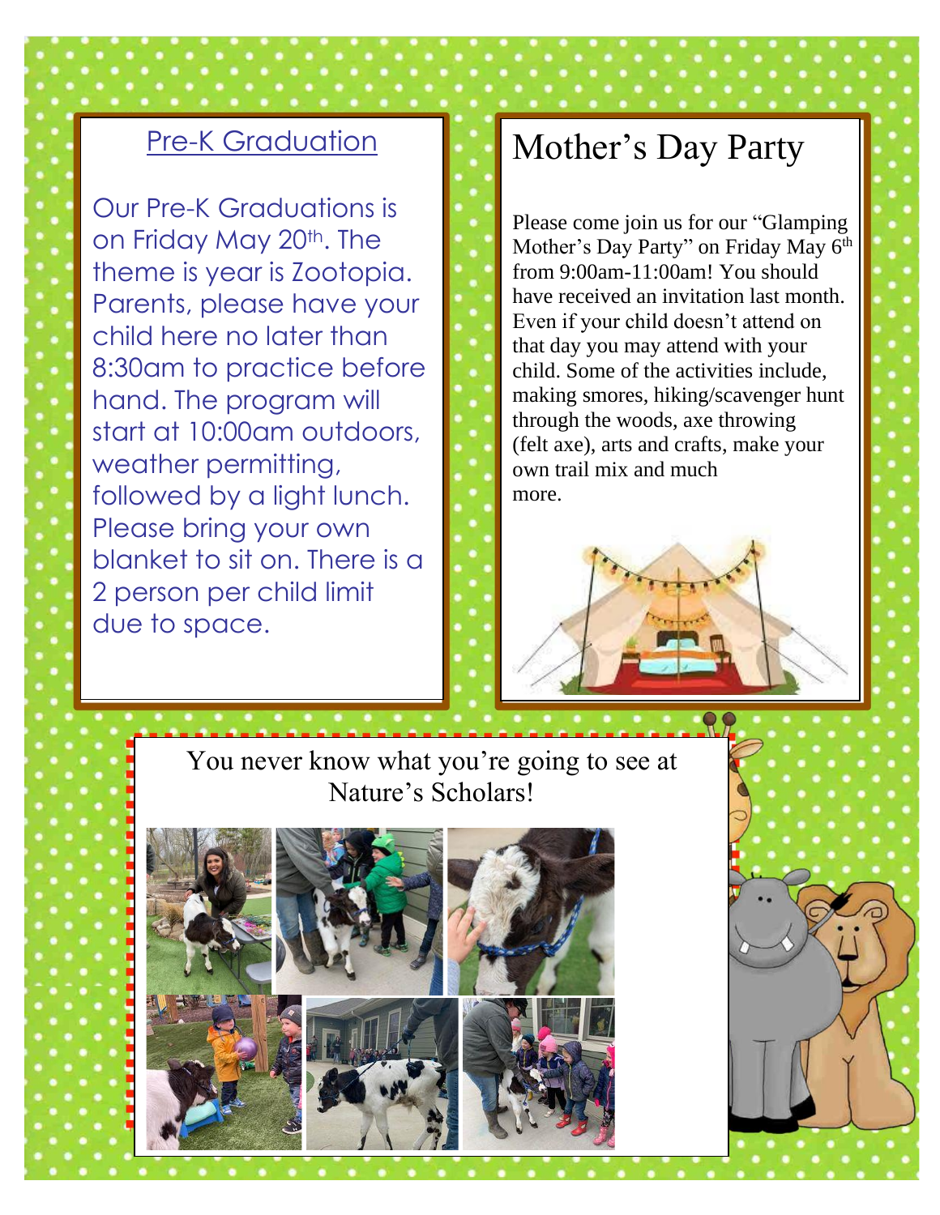## Pre-K Graduation

Our Pre-K Graduations is on Friday May 20th. The theme is year is Zootopia. Parents, please have your child here no later than 8:30am to practice before hand. The program will start at 10:00am outdoors, weather permitting, followed by a light lunch. Please bring your own blanket to sit on. There is a 2 person per child limit due to space.

## Mother's Day Party

Please come join us for our "Glamping Mother's Day Party" on Friday May 6th from 9:00am-11:00am! You should have received an invitation last month. Even if your child doesn't attend on that day you may attend with your child. Some of the activities include, making smores, hiking/scavenger hunt through the woods, axe throwing (felt axe), arts and crafts, make your own trail mix and much more.

You never know what you're going to see at Nature's Scholars!